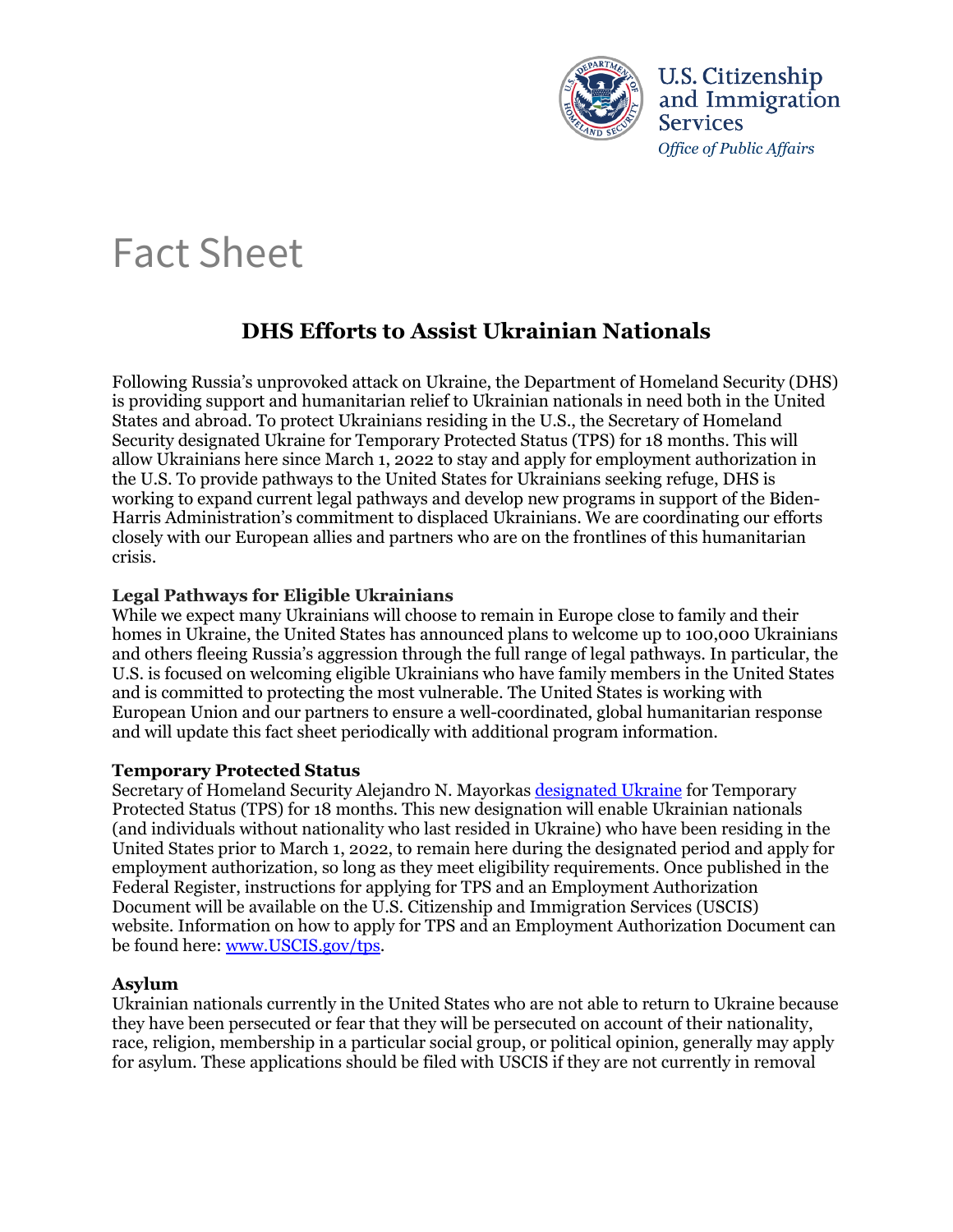U.S. Citizenship and Immigration Services
*Office of Public Affairs*

# Fact Sheet

## DHS Efforts to Assist Ukrainian Nationals

Following Russia's unprovoked attack on Ukraine, the Department of Homeland Security (DHS) is providing support and humanitarian relief to Ukrainian nationals in need both in the United States and abroad. To protect Ukrainians residing in the U.S., the Secretary of Homeland Security designated Ukraine for Temporary Protected Status (TPS) for 18 months. This will allow Ukrainians here since March 1, 2022 to stay and apply for employment authorization in the U.S. To provide pathways to the United States for Ukrainians seeking refuge, DHS is working to expand current legal pathways and develop new programs in support of the Biden-Harris Administration's commitment to displaced Ukrainians. We are coordinating our efforts closely with our European allies and partners who are on the frontlines of this humanitarian crisis.

**Legal Pathways for Eligible Ukrainians**

While we expect many Ukrainians will choose to remain in Europe close to family and their homes in Ukraine, the United States has announced plans to welcome up to 100,000 Ukrainians and others fleeing Russia's aggression through the full range of legal pathways. In particular, the U.S. is focused on welcoming eligible Ukrainians who have family members in the United States and is committed to protecting the most vulnerable. The United States is working with European Union and our partners to ensure a well-coordinated, global humanitarian response and will update this fact sheet periodically with additional program information.

**Temporary Protected Status**

Secretary of Homeland Security Alejandro N. Mayorkas designated Ukraine for Temporary Protected Status (TPS) for 18 months. This new designation will enable Ukrainian nationals (and individuals without nationality who last resided in Ukraine) who have been residing in the United States prior to March 1, 2022, to remain here during the designated period and apply for employment authorization, so long as they meet eligibility requirements. Once published in the Federal Register, instructions for applying for TPS and an Employment Authorization Document will be available on the U.S. Citizenship and Immigration Services (USCIS) website. Information on how to apply for TPS and an Employment Authorization Document can be found here: www.USCIS.gov/tps.

**Asylum**

Ukrainian nationals currently in the United States who are not able to return to Ukraine because they have been persecuted or fear that they will be persecuted on account of their nationality, race, religion, membership in a particular social group, or political opinion, generally may apply for asylum. These applications should be filed with USCIS if they are not currently in removal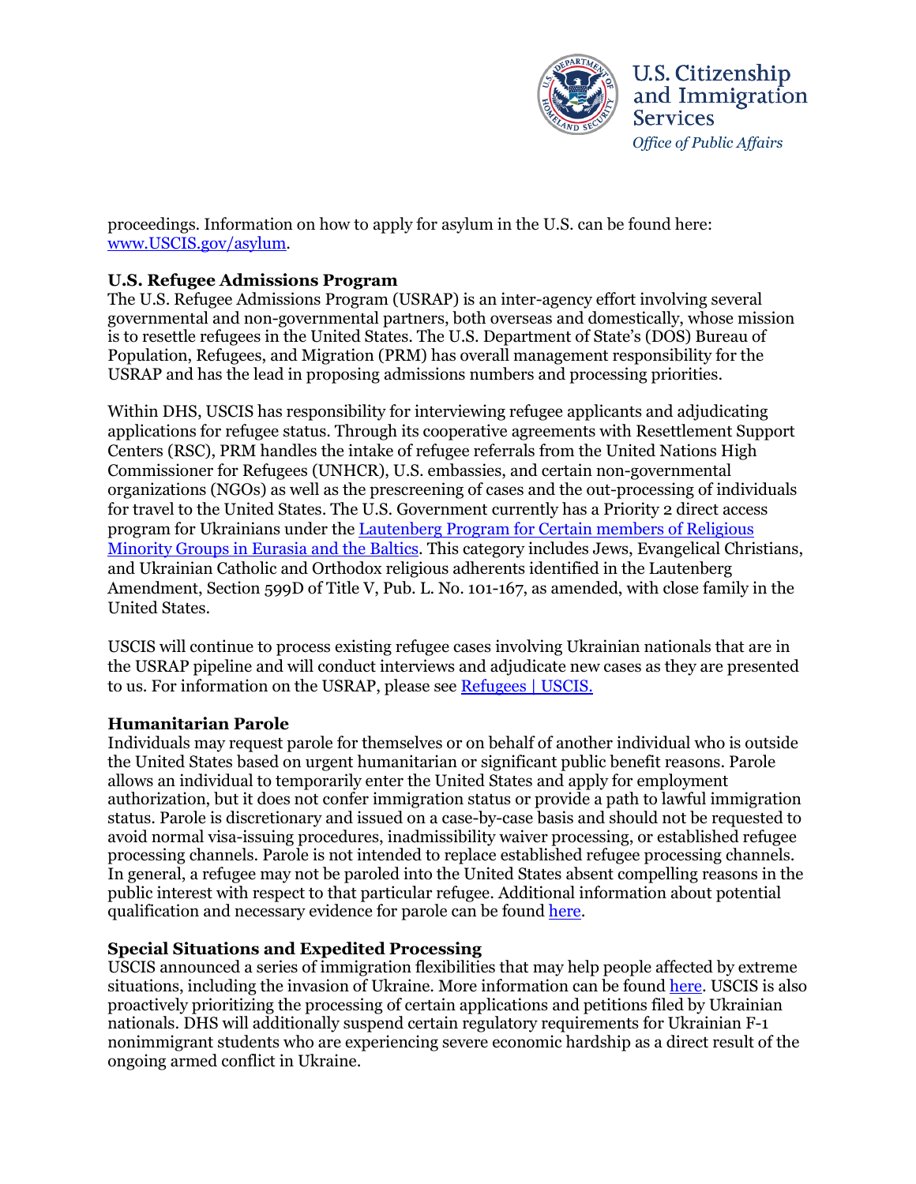proceedings. Information on how to apply for asylum in the U.S. can be found here: [www.USCIS.gov/asylum](www.USCIS.gov/asylum).

**U.S. Refugee Admissions Program**
The U.S. Refugee Admissions Program (USRAP) is an inter-agency effort involving several governmental and non-governmental partners, both overseas and domestically, whose mission is to resettle refugees in the United States. The U.S. Department of State's (DOS) Bureau of Population, Refugees, and Migration (PRM) has overall management responsibility for the USRAP and has the lead in proposing admissions numbers and processing priorities.

Within DHS, USCIS has responsibility for interviewing refugee applicants and adjudicating applications for refugee status. Through its cooperative agreements with Resettlement Support Centers (RSC), PRM handles the intake of refugee referrals from the United Nations High Commissioner for Refugees (UNHCR), U.S. embassies, and certain non-governmental organizations (NGOs) as well as the prescreening of cases and the out-processing of individuals for travel to the United States. The U.S. Government currently has a Priority 2 direct access program for Ukrainians under the Lautenberg Program for Certain members of Religious Minority Groups in Eurasia and the Baltics. This category includes Jews, Evangelical Christians, and Ukrainian Catholic and Orthodox religious adherents identified in the Lautenberg Amendment, Section 599D of Title V, Pub. L. No. 101-167, as amended, with close family in the United States.

USCIS will continue to process existing refugee cases involving Ukrainian nationals that are in the USRAP pipeline and will conduct interviews and adjudicate new cases as they are presented to us. For information on the USRAP, please see Refugees | USCIS.

**Humanitarian Parole**
Individuals may request parole for themselves or on behalf of another individual who is outside the United States based on urgent humanitarian or significant public benefit reasons. Parole allows an individual to temporarily enter the United States and apply for employment authorization, but it does not confer immigration status or provide a path to lawful immigration status. Parole is discretionary and issued on a case-by-case basis and should not be requested to avoid normal visa-issuing procedures, inadmissibility waiver processing, or established refugee processing channels. Parole is not intended to replace established refugee processing channels. In general, a refugee may not be paroled into the United States absent compelling reasons in the public interest with respect to that particular refugee. Additional information about potential qualification and necessary evidence for parole can be found here.

**Special Situations and Expedited Processing**
USCIS announced a series of immigration flexibilities that may help people affected by extreme situations, including the invasion of Ukraine. More information can be found here. USCIS is also proactively prioritizing the processing of certain applications and petitions filed by Ukrainian nationals. DHS will additionally suspend certain regulatory requirements for Ukrainian F-1 nonimmigrant students who are experiencing severe economic hardship as a direct result of the ongoing armed conflict in Ukraine.